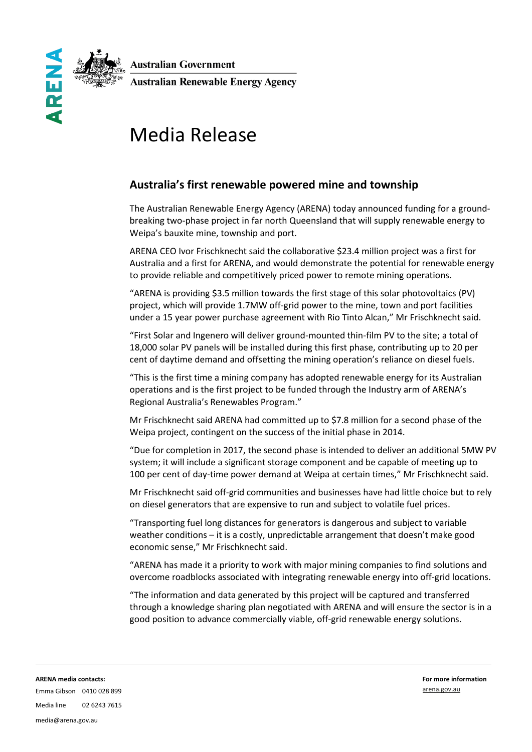Australian Government

Australian Renewable Energy Agency

# Media Release

## Australia's first renewable powered mine and township

The Australian Renewable Energy Agency (ARENA) today announced funding for a ground-breaking two-phase project in far north Queensland that will supply renewable energy to Weipa's bauxite mine, township and port.

ARENA CEO Ivor Frischknecht said the collaborative $23.4 million project was a first for Australia and a first for ARENA, and would demonstrate the potential for renewable energy to provide reliable and competitively priced power to remote mining operations.

"ARENA is providing $3.5 million towards the first stage of this solar photovoltaics (PV) project, which will provide 1.7MW off-grid power to the mine, town and port facilities under a 15 year power purchase agreement with Rio Tinto Alcan," Mr Frischknecht said.

"First Solar and Ingenero will deliver ground-mounted thin-film PV to the site; a total of 18,000 solar PV panels will be installed during this first phase, contributing up to 20 per cent of daytime demand and offsetting the mining operation's reliance on diesel fuels.

"This is the first time a mining company has adopted renewable energy for its Australian operations and is the first project to be funded through the Industry arm of ARENA's Regional Australia's Renewables Program."

Mr Frischknecht said ARENA had committed up to $7.8 million for a second phase of the Weipa project, contingent on the success of the initial phase in 2014.

"Due for completion in 2017, the second phase is intended to deliver an additional 5MW PV system; it will include a significant storage component and be capable of meeting up to 100 per cent of day-time power demand at Weipa at certain times," Mr Frischknecht said.

Mr Frischknecht said off-grid communities and businesses have had little choice but to rely on diesel generators that are expensive to run and subject to volatile fuel prices.

"Transporting fuel long distances for generators is dangerous and subject to variable weather conditions – it is a costly, unpredictable arrangement that doesn't make good economic sense," Mr Frischknecht said.

"ARENA has made it a priority to work with major mining companies to find solutions and overcome roadblocks associated with integrating renewable energy into off-grid locations.

"The information and data generated by this project will be captured and transferred through a knowledge sharing plan negotiated with ARENA and will ensure the sector is in a good position to advance commercially viable, off-grid renewable energy solutions.

**ARENA media contacts:**

Emma Gibson 0410 028 899

Media line 02 6243 7615

media@arena.gov.au

**For more information**

arena.gov.au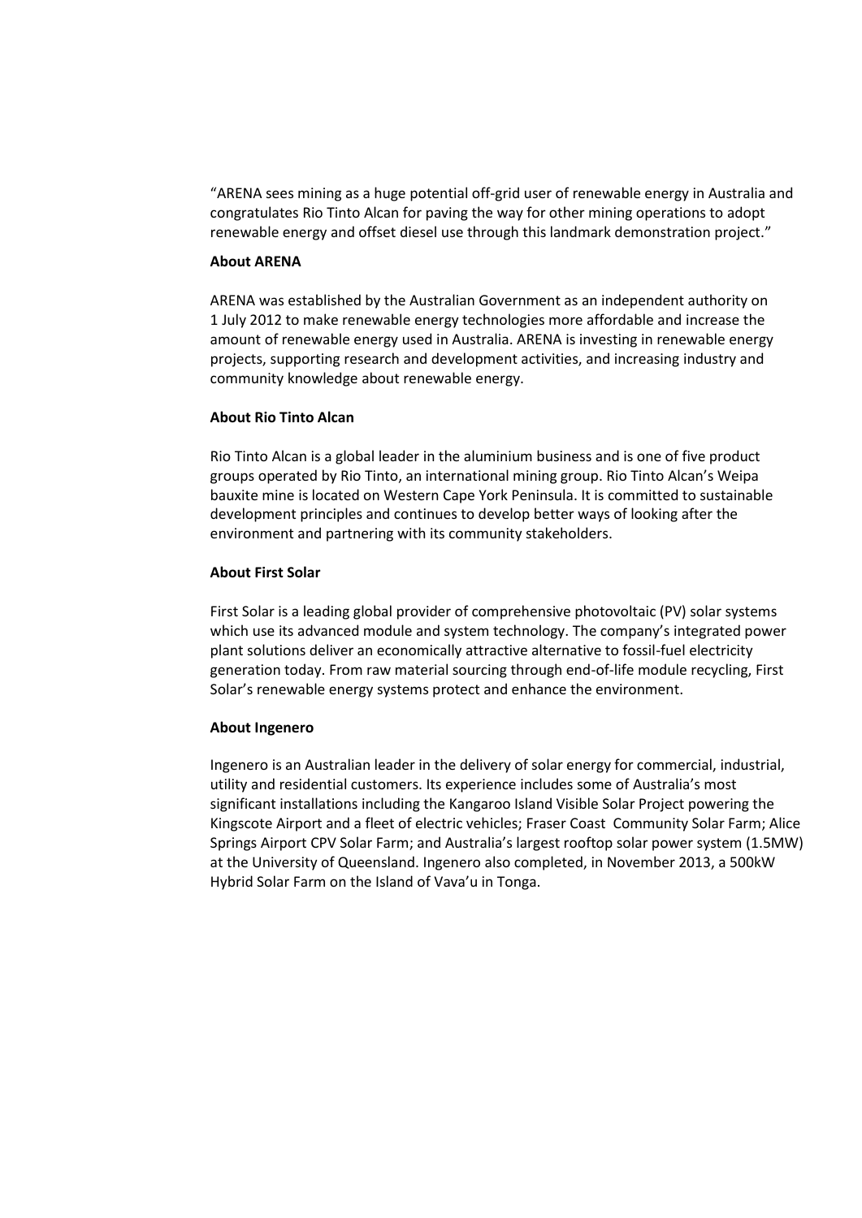"ARENA sees mining as a huge potential off-grid user of renewable energy in Australia and congratulates Rio Tinto Alcan for paving the way for other mining operations to adopt renewable energy and offset diesel use through this landmark demonstration project."

**About ARENA**

ARENA was established by the Australian Government as an independent authority on 1 July 2012 to make renewable energy technologies more affordable and increase the amount of renewable energy used in Australia. ARENA is investing in renewable energy projects, supporting research and development activities, and increasing industry and community knowledge about renewable energy.

**About Rio Tinto Alcan**

Rio Tinto Alcan is a global leader in the aluminium business and is one of five product groups operated by Rio Tinto, an international mining group. Rio Tinto Alcan's Weipa bauxite mine is located on Western Cape York Peninsula. It is committed to sustainable development principles and continues to develop better ways of looking after the environment and partnering with its community stakeholders.

**About First Solar**

First Solar is a leading global provider of comprehensive photovoltaic (PV) solar systems which use its advanced module and system technology. The company's integrated power plant solutions deliver an economically attractive alternative to fossil-fuel electricity generation today. From raw material sourcing through end-of-life module recycling, First Solar's renewable energy systems protect and enhance the environment.

**About Ingenero**

Ingenero is an Australian leader in the delivery of solar energy for commercial, industrial, utility and residential customers. Its experience includes some of Australia's most significant installations including the Kangaroo Island Visible Solar Project powering the Kingscote Airport and a fleet of electric vehicles; Fraser Coast Community Solar Farm; Alice Springs Airport CPV Solar Farm; and Australia's largest rooftop solar power system (1.5MW) at the University of Queensland. Ingenero also completed, in November 2013, a 500kW Hybrid Solar Farm on the Island of Vava'u in Tonga.